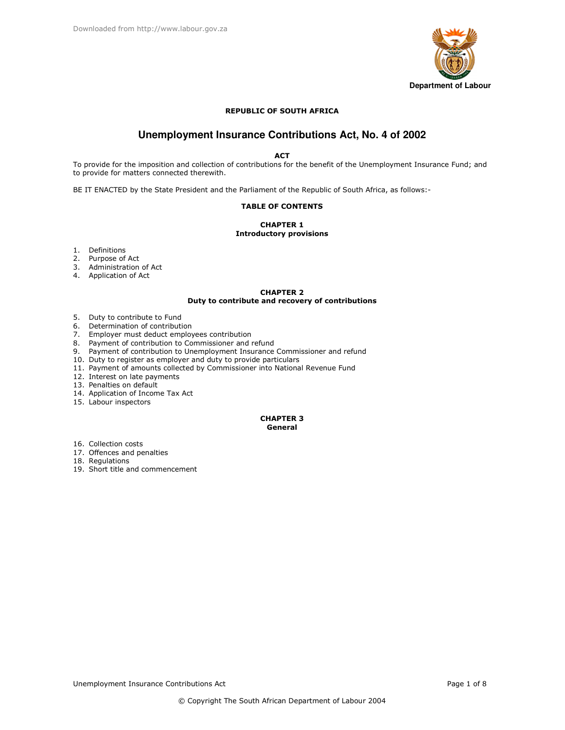Department of Labour

**REPUBLIC OF SOUTH AFRICA**

# Unemployment Insurance Contributions Act, No. 4 of 2002

**ACT**

To provide for the imposition and collection of contributions for the benefit of the Unemployment Insurance Fund; and to provide for matters connected therewith.

BE IT ENACTED by the State President and the Parliament of the Republic of South Africa, as follows:-

## TABLE OF CONTENTS

### CHAPTER 1
### Introductory provisions

1. Definitions
2. Purpose of Act
3. Administration of Act
4. Application of Act

### CHAPTER 2
### Duty to contribute and recovery of contributions

5. Duty to contribute to Fund
6. Determination of contribution
7. Employer must deduct employees contribution
8. Payment of contribution to Commissioner and refund
9. Payment of contribution to Unemployment Insurance Commissioner and refund
10. Duty to register as employer and duty to provide particulars
11. Payment of amounts collected by Commissioner into National Revenue Fund
12. Interest on late payments
13. Penalties on default
14. Application of Income Tax Act
15. Labour inspectors

### CHAPTER 3
### General

16. Collection costs
17. Offences and penalties
18. Regulations
19. Short title and commencement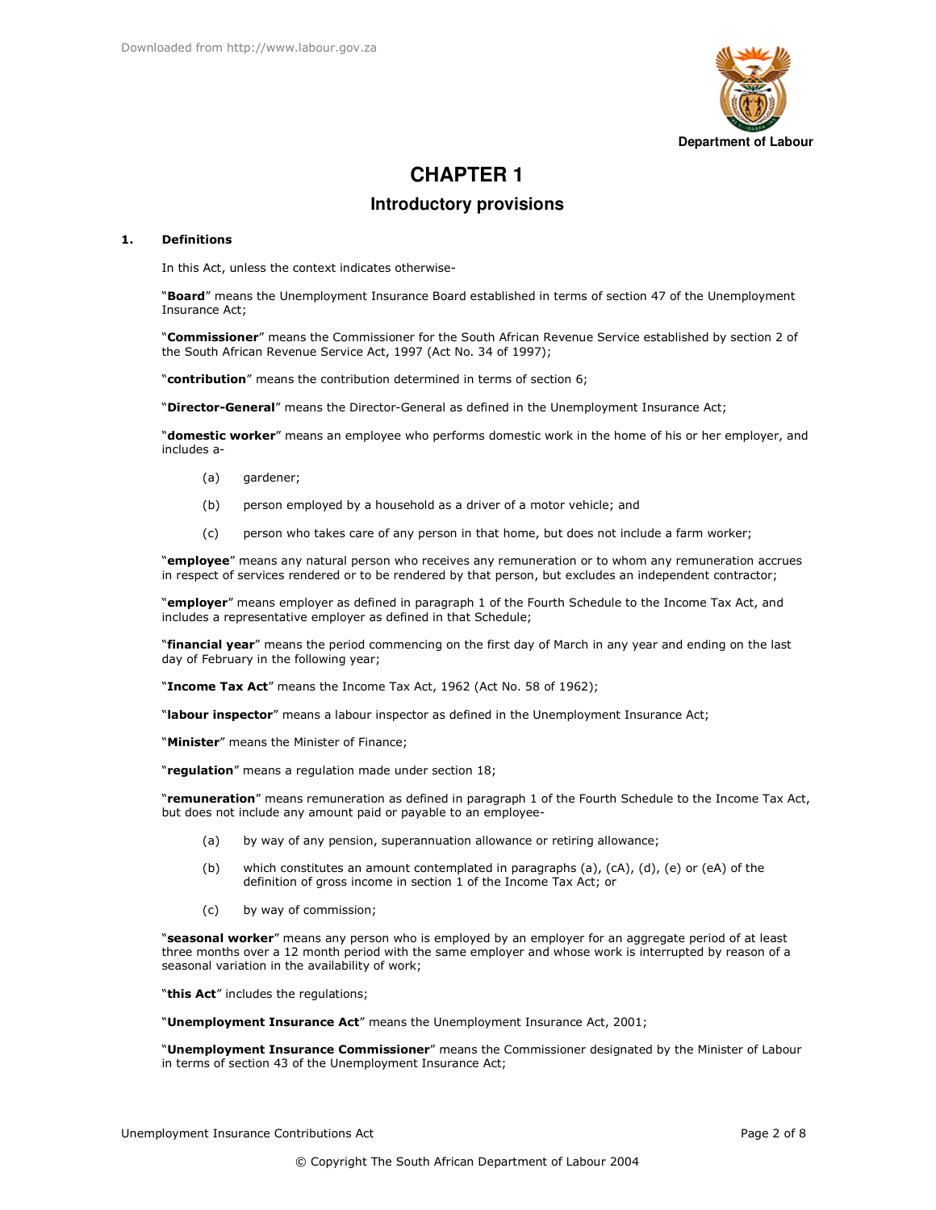# CHAPTER 1

## Introductory provisions

**1. Definitions**

In this Act, unless the context indicates otherwise-

"**Board**" means the Unemployment Insurance Board established in terms of section 47 of the Unemployment Insurance Act;

"**Commissioner**" means the Commissioner for the South African Revenue Service established by section 2 of the South African Revenue Service Act, 1997 (Act No. 34 of 1997);

"**contribution**" means the contribution determined in terms of section 6;

"**Director-General**" means the Director-General as defined in the Unemployment Insurance Act;

"**domestic worker**" means an employee who performs domestic work in the home of his or her employer, and includes a-

(a) gardener;

(b) person employed by a household as a driver of a motor vehicle; and

(c) person who takes care of any person in that home, but does not include a farm worker;

"**employee**" means any natural person who receives any remuneration or to whom any remuneration accrues in respect of services rendered or to be rendered by that person, but excludes an independent contractor;

"**employer**" means employer as defined in paragraph 1 of the Fourth Schedule to the Income Tax Act, and includes a representative employer as defined in that Schedule;

"**financial year**" means the period commencing on the first day of March in any year and ending on the last day of February in the following year;

"**Income Tax Act**" means the Income Tax Act, 1962 (Act No. 58 of 1962);

"**labour inspector**" means a labour inspector as defined in the Unemployment Insurance Act;

"**Minister**" means the Minister of Finance;

"**regulation**" means a regulation made under section 18;

"**remuneration**" means remuneration as defined in paragraph 1 of the Fourth Schedule to the Income Tax Act, but does not include any amount paid or payable to an employee-

(a) by way of any pension, superannuation allowance or retiring allowance;

(b) which constitutes an amount contemplated in paragraphs (a), (cA), (d), (e) or (eA) of the definition of gross income in section 1 of the Income Tax Act; or

(c) by way of commission;

"**seasonal worker**" means any person who is employed by an employer for an aggregate period of at least three months over a 12 month period with the same employer and whose work is interrupted by reason of a seasonal variation in the availability of work;

"**this Act**" includes the regulations;

"**Unemployment Insurance Act**" means the Unemployment Insurance Act, 2001;

"**Unemployment Insurance Commissioner**" means the Commissioner designated by the Minister of Labour in terms of section 43 of the Unemployment Insurance Act;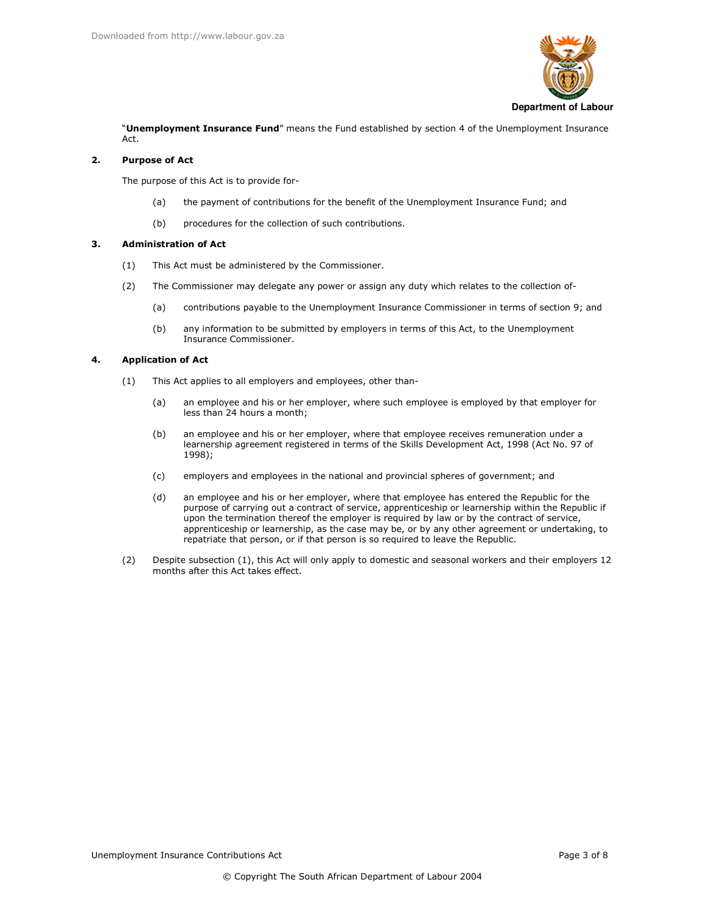"**Unemployment Insurance Fund**" means the Fund established by section 4 of the Unemployment Insurance Act.

**2. Purpose of Act**

The purpose of this Act is to provide for-

(a) the payment of contributions for the benefit of the Unemployment Insurance Fund; and

(b) procedures for the collection of such contributions.

**3. Administration of Act**

(1) This Act must be administered by the Commissioner.

(2) The Commissioner may delegate any power or assign any duty which relates to the collection of-

(a) contributions payable to the Unemployment Insurance Commissioner in terms of section 9; and

(b) any information to be submitted by employers in terms of this Act, to the Unemployment Insurance Commissioner.

**4. Application of Act**

(1) This Act applies to all employers and employees, other than-

(a) an employee and his or her employer, where such employee is employed by that employer for less than 24 hours a month;

(b) an employee and his or her employer, where that employee receives remuneration under a learnership agreement registered in terms of the Skills Development Act, 1998 (Act No. 97 of 1998);

(c) employers and employees in the national and provincial spheres of government; and

(d) an employee and his or her employer, where that employee has entered the Republic for the purpose of carrying out a contract of service, apprenticeship or learnership within the Republic if upon the termination thereof the employer is required by law or by the contract of service, apprenticeship or learnership, as the case may be, or by any other agreement or undertaking, to repatriate that person, or if that person is so required to leave the Republic.

(2) Despite subsection (1), this Act will only apply to domestic and seasonal workers and their employers 12 months after this Act takes effect.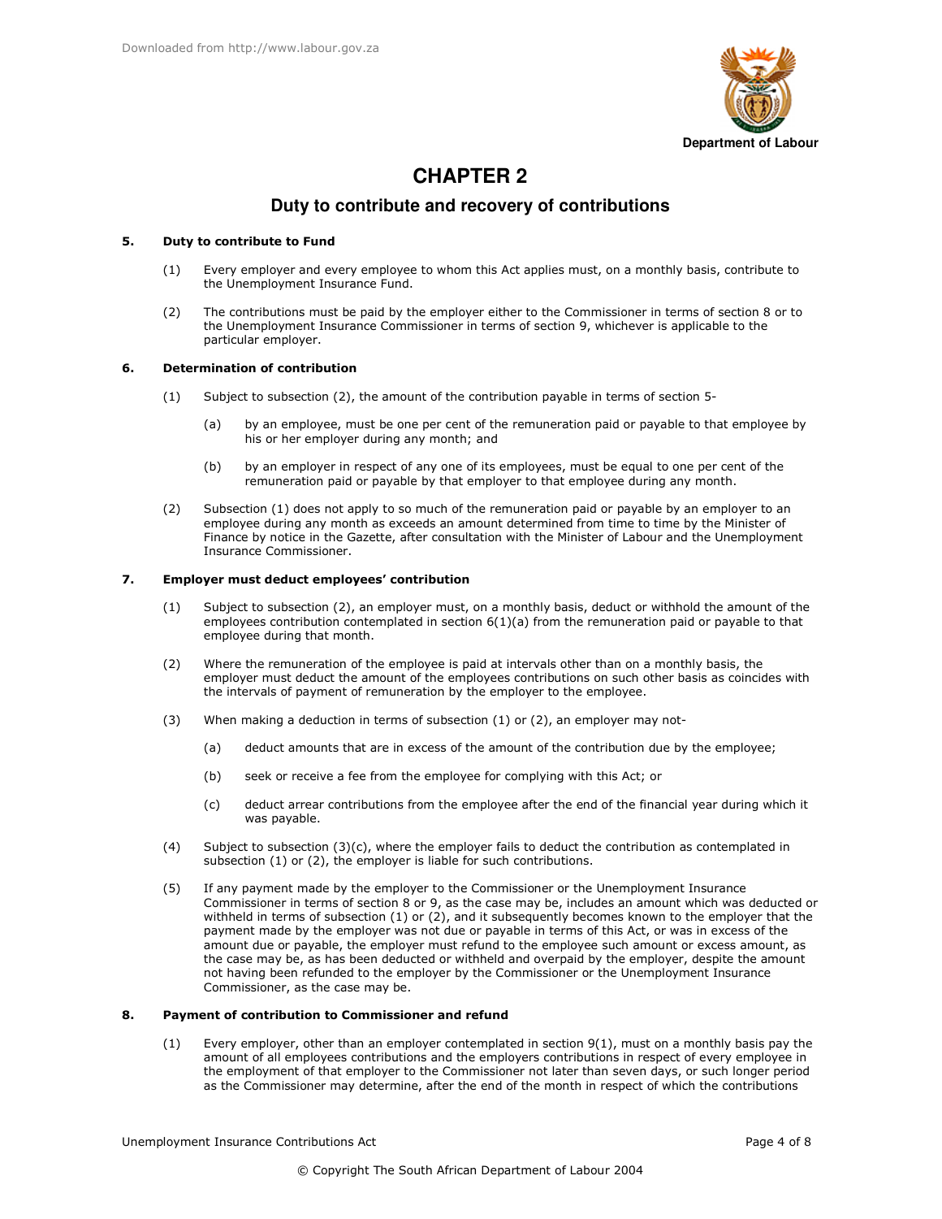# CHAPTER 2

## Duty to contribute and recovery of contributions

### 5. Duty to contribute to Fund

(1) Every employer and every employee to whom this Act applies must, on a monthly basis, contribute to the Unemployment Insurance Fund.

(2) The contributions must be paid by the employer either to the Commissioner in terms of section 8 or to the Unemployment Insurance Commissioner in terms of section 9, whichever is applicable to the particular employer.

### 6. Determination of contribution

(1) Subject to subsection (2), the amount of the contribution payable in terms of section 5-

(a) by an employee, must be one per cent of the remuneration paid or payable to that employee by his or her employer during any month; and

(b) by an employer in respect of any one of its employees, must be equal to one per cent of the remuneration paid or payable by that employer to that employee during any month.

(2) Subsection (1) does not apply to so much of the remuneration paid or payable by an employer to an employee during any month as exceeds an amount determined from time to time by the Minister of Finance by notice in the Gazette, after consultation with the Minister of Labour and the Unemployment Insurance Commissioner.

### 7. Employer must deduct employees' contribution

(1) Subject to subsection (2), an employer must, on a monthly basis, deduct or withhold the amount of the employees contribution contemplated in section 6(1)(a) from the remuneration paid or payable to that employee during that month.

(2) Where the remuneration of the employee is paid at intervals other than on a monthly basis, the employer must deduct the amount of the employees contributions on such other basis as coincides with the intervals of payment of remuneration by the employer to the employee.

(3) When making a deduction in terms of subsection (1) or (2), an employer may not-

(a) deduct amounts that are in excess of the amount of the contribution due by the employee;

(b) seek or receive a fee from the employee for complying with this Act; or

(c) deduct arrear contributions from the employee after the end of the financial year during which it was payable.

(4) Subject to subsection (3)(c), where the employer fails to deduct the contribution as contemplated in subsection (1) or (2), the employer is liable for such contributions.

(5) If any payment made by the employer to the Commissioner or the Unemployment Insurance Commissioner in terms of section 8 or 9, as the case may be, includes an amount which was deducted or withheld in terms of subsection (1) or (2), and it subsequently becomes known to the employer that the payment made by the employer was not due or payable in terms of this Act, or was in excess of the amount due or payable, the employer must refund to the employee such amount or excess amount, as the case may be, as has been deducted or withheld and overpaid by the employer, despite the amount not having been refunded to the employer by the Commissioner or the Unemployment Insurance Commissioner, as the case may be.

### 8. Payment of contribution to Commissioner and refund

(1) Every employer, other than an employer contemplated in section 9(1), must on a monthly basis pay the amount of all employees contributions and the employers contributions in respect of every employee in the employment of that employer to the Commissioner not later than seven days, or such longer period as the Commissioner may determine, after the end of the month in respect of which the contributions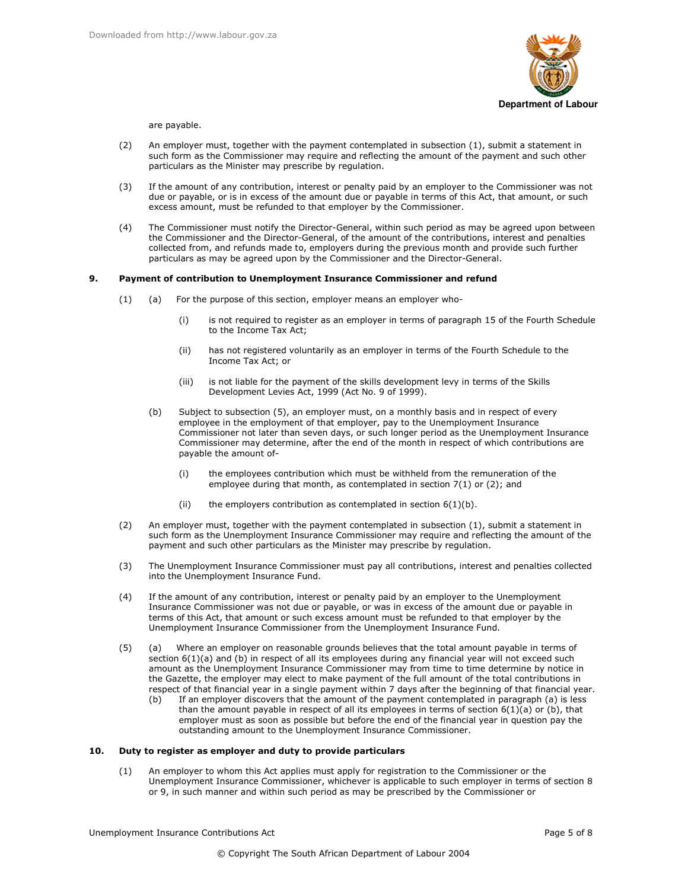are payable.

(2) An employer must, together with the payment contemplated in subsection (1), submit a statement in such form as the Commissioner may require and reflecting the amount of the payment and such other particulars as the Minister may prescribe by regulation.

(3) If the amount of any contribution, interest or penalty paid by an employer to the Commissioner was not due or payable, or is in excess of the amount due or payable in terms of this Act, that amount, or such excess amount, must be refunded to that employer by the Commissioner.

(4) The Commissioner must notify the Director-General, within such period as may be agreed upon between the Commissioner and the Director-General, of the amount of the contributions, interest and penalties collected from, and refunds made to, employers during the previous month and provide such further particulars as may be agreed upon by the Commissioner and the Director-General.

**9. Payment of contribution to Unemployment Insurance Commissioner and refund**

(1) (a) For the purpose of this section, employer means an employer who-

(i) is not required to register as an employer in terms of paragraph 15 of the Fourth Schedule to the Income Tax Act;

(ii) has not registered voluntarily as an employer in terms of the Fourth Schedule to the Income Tax Act; or

(iii) is not liable for the payment of the skills development levy in terms of the Skills Development Levies Act, 1999 (Act No. 9 of 1999).

(b) Subject to subsection (5), an employer must, on a monthly basis and in respect of every employee in the employment of that employer, pay to the Unemployment Insurance Commissioner not later than seven days, or such longer period as the Unemployment Insurance Commissioner may determine, after the end of the month in respect of which contributions are payable the amount of-

(i) the employees contribution which must be withheld from the remuneration of the employee during that month, as contemplated in section 7(1) or (2); and

(ii) the employers contribution as contemplated in section 6(1)(b).

(2) An employer must, together with the payment contemplated in subsection (1), submit a statement in such form as the Unemployment Insurance Commissioner may require and reflecting the amount of the payment and such other particulars as the Minister may prescribe by regulation.

(3) The Unemployment Insurance Commissioner must pay all contributions, interest and penalties collected into the Unemployment Insurance Fund.

(4) If the amount of any contribution, interest or penalty paid by an employer to the Unemployment Insurance Commissioner was not due or payable, or was in excess of the amount due or payable in terms of this Act, that amount or such excess amount must be refunded to that employer by the Unemployment Insurance Commissioner from the Unemployment Insurance Fund.

(5) (a) Where an employer on reasonable grounds believes that the total amount payable in terms of section 6(1)(a) and (b) in respect of all its employees during any financial year will not exceed such amount as the Unemployment Insurance Commissioner may from time to time determine by notice in the Gazette, the employer may elect to make payment of the full amount of the total contributions in respect of that financial year in a single payment within 7 days after the beginning of that financial year.

(b) If an employer discovers that the amount of the payment contemplated in paragraph (a) is less than the amount payable in respect of all its employees in terms of section 6(1)(a) or (b), that employer must as soon as possible but before the end of the financial year in question pay the outstanding amount to the Unemployment Insurance Commissioner.

**10. Duty to register as employer and duty to provide particulars**

(1) An employer to whom this Act applies must apply for registration to the Commissioner or the Unemployment Insurance Commissioner, whichever is applicable to such employer in terms of section 8 or 9, in such manner and within such period as may be prescribed by the Commissioner or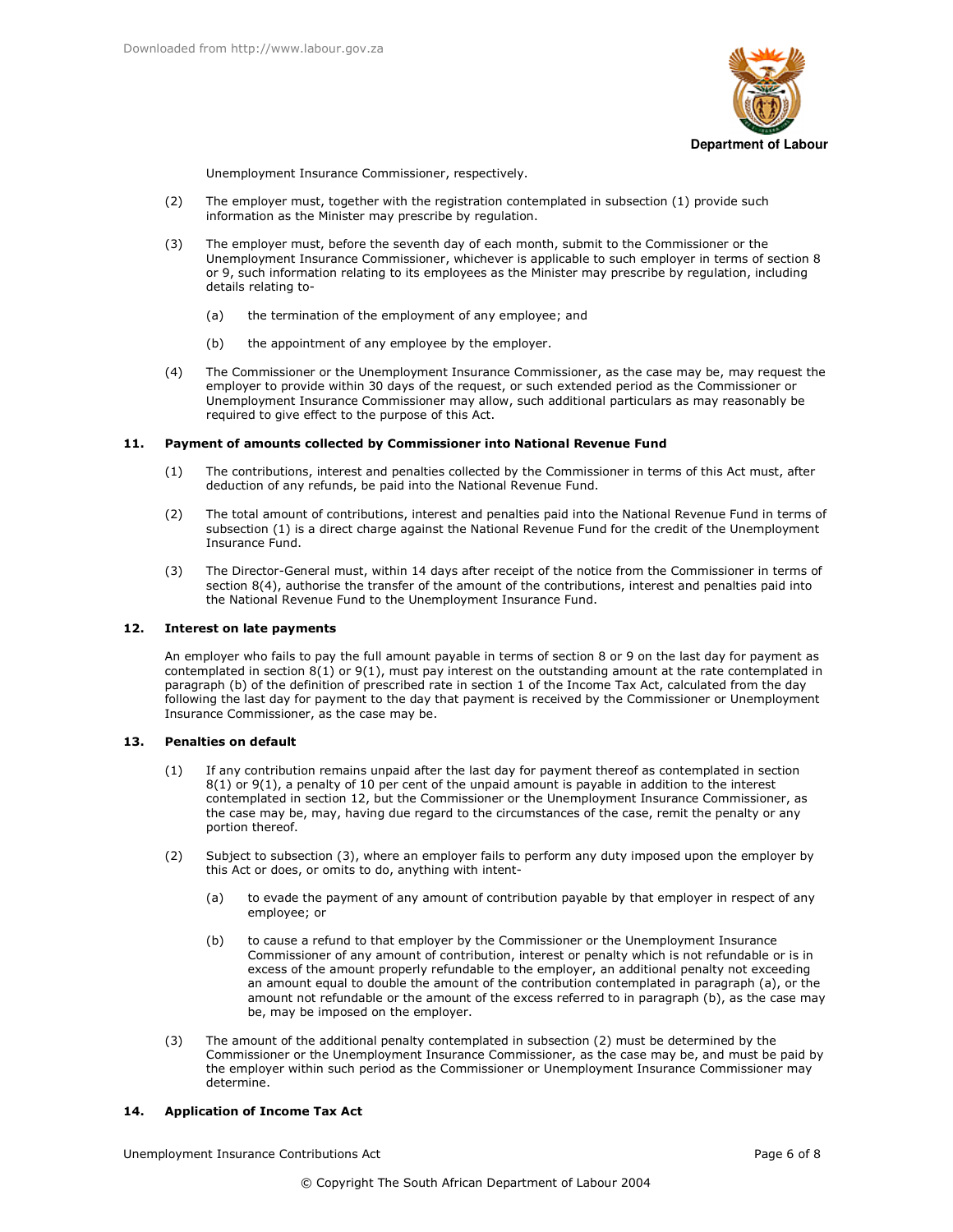Unemployment Insurance Commissioner, respectively.

(2) The employer must, together with the registration contemplated in subsection (1) provide such information as the Minister may prescribe by regulation.

(3) The employer must, before the seventh day of each month, submit to the Commissioner or the Unemployment Insurance Commissioner, whichever is applicable to such employer in terms of section 8 or 9, such information relating to its employees as the Minister may prescribe by regulation, including details relating to-

(a) the termination of the employment of any employee; and

(b) the appointment of any employee by the employer.

(4) The Commissioner or the Unemployment Insurance Commissioner, as the case may be, may request the employer to provide within 30 days of the request, or such extended period as the Commissioner or Unemployment Insurance Commissioner may allow, such additional particulars as may reasonably be required to give effect to the purpose of this Act.

**11. Payment of amounts collected by Commissioner into National Revenue Fund**

(1) The contributions, interest and penalties collected by the Commissioner in terms of this Act must, after deduction of any refunds, be paid into the National Revenue Fund.

(2) The total amount of contributions, interest and penalties paid into the National Revenue Fund in terms of subsection (1) is a direct charge against the National Revenue Fund for the credit of the Unemployment Insurance Fund.

(3) The Director-General must, within 14 days after receipt of the notice from the Commissioner in terms of section 8(4), authorise the transfer of the amount of the contributions, interest and penalties paid into the National Revenue Fund to the Unemployment Insurance Fund.

**12. Interest on late payments**

An employer who fails to pay the full amount payable in terms of section 8 or 9 on the last day for payment as contemplated in section 8(1) or 9(1), must pay interest on the outstanding amount at the rate contemplated in paragraph (b) of the definition of prescribed rate in section 1 of the Income Tax Act, calculated from the day following the last day for payment to the day that payment is received by the Commissioner or Unemployment Insurance Commissioner, as the case may be.

**13. Penalties on default**

(1) If any contribution remains unpaid after the last day for payment thereof as contemplated in section 8(1) or 9(1), a penalty of 10 per cent of the unpaid amount is payable in addition to the interest contemplated in section 12, but the Commissioner or the Unemployment Insurance Commissioner, as the case may be, may, having due regard to the circumstances of the case, remit the penalty or any portion thereof.

(2) Subject to subsection (3), where an employer fails to perform any duty imposed upon the employer by this Act or does, or omits to do, anything with intent-

(a) to evade the payment of any amount of contribution payable by that employer in respect of any employee; or

(b) to cause a refund to that employer by the Commissioner or the Unemployment Insurance Commissioner of any amount of contribution, interest or penalty which is not refundable or is in excess of the amount properly refundable to the employer, an additional penalty not exceeding an amount equal to double the amount of the contribution contemplated in paragraph (a), or the amount not refundable or the amount of the excess referred to in paragraph (b), as the case may be, may be imposed on the employer.

(3) The amount of the additional penalty contemplated in subsection (2) must be determined by the Commissioner or the Unemployment Insurance Commissioner, as the case may be, and must be paid by the employer within such period as the Commissioner or Unemployment Insurance Commissioner may determine.

**14. Application of Income Tax Act**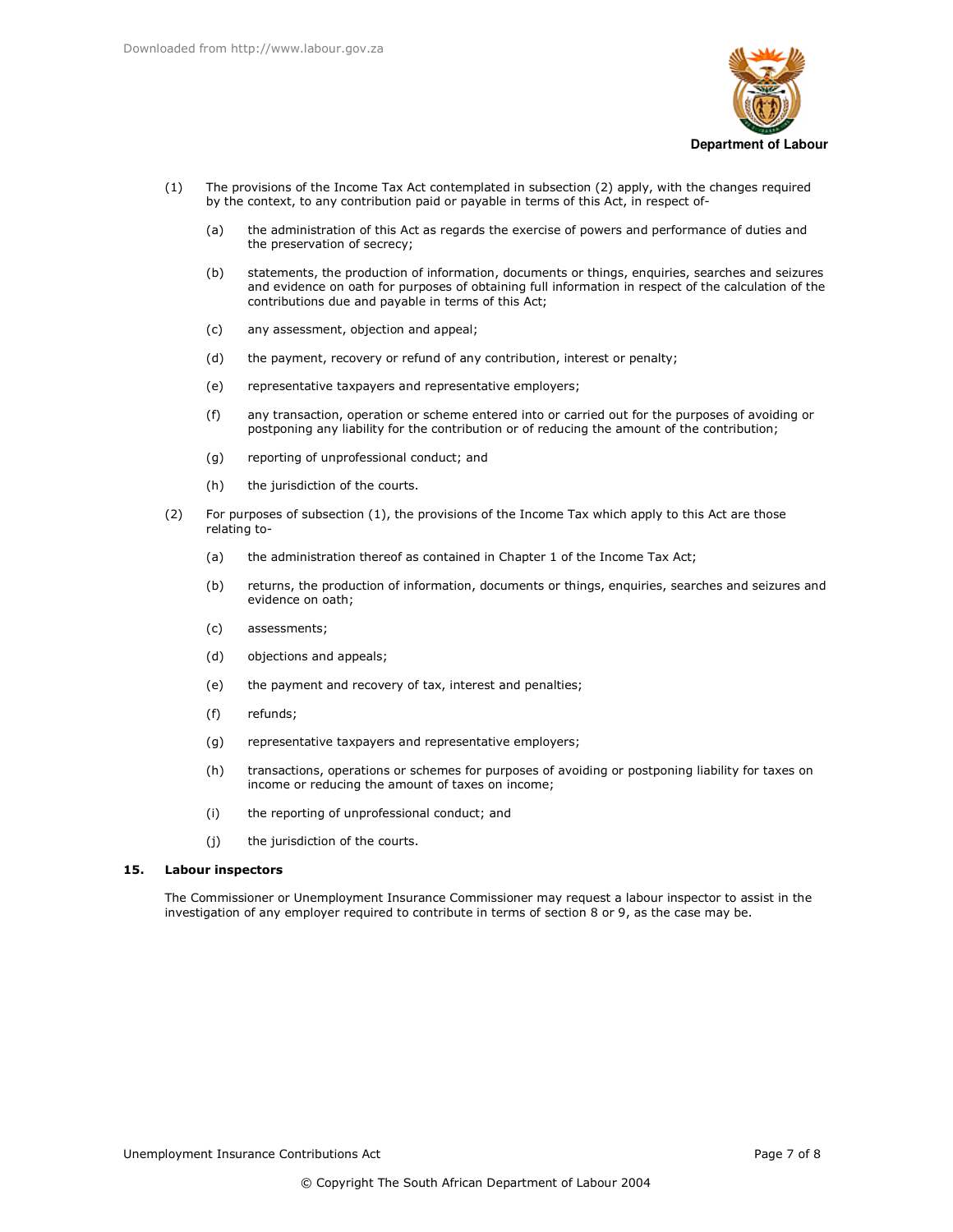(1) The provisions of the Income Tax Act contemplated in subsection (2) apply, with the changes required by the context, to any contribution paid or payable in terms of this Act, in respect of-

(a) the administration of this Act as regards the exercise of powers and performance of duties and the preservation of secrecy;

(b) statements, the production of information, documents or things, enquiries, searches and seizures and evidence on oath for purposes of obtaining full information in respect of the calculation of the contributions due and payable in terms of this Act;

(c) any assessment, objection and appeal;

(d) the payment, recovery or refund of any contribution, interest or penalty;

(e) representative taxpayers and representative employers;

(f) any transaction, operation or scheme entered into or carried out for the purposes of avoiding or postponing any liability for the contribution or of reducing the amount of the contribution;

(g) reporting of unprofessional conduct; and

(h) the jurisdiction of the courts.

(2) For purposes of subsection (1), the provisions of the Income Tax which apply to this Act are those relating to-

(a) the administration thereof as contained in Chapter 1 of the Income Tax Act;

(b) returns, the production of information, documents or things, enquiries, searches and seizures and evidence on oath;

(c) assessments;

(d) objections and appeals;

(e) the payment and recovery of tax, interest and penalties;

(f) refunds;

(g) representative taxpayers and representative employers;

(h) transactions, operations or schemes for purposes of avoiding or postponing liability for taxes on income or reducing the amount of taxes on income;

(i) the reporting of unprofessional conduct; and

(j) the jurisdiction of the courts.

**15. Labour inspectors**

The Commissioner or Unemployment Insurance Commissioner may request a labour inspector to assist in the investigation of any employer required to contribute in terms of section 8 or 9, as the case may be.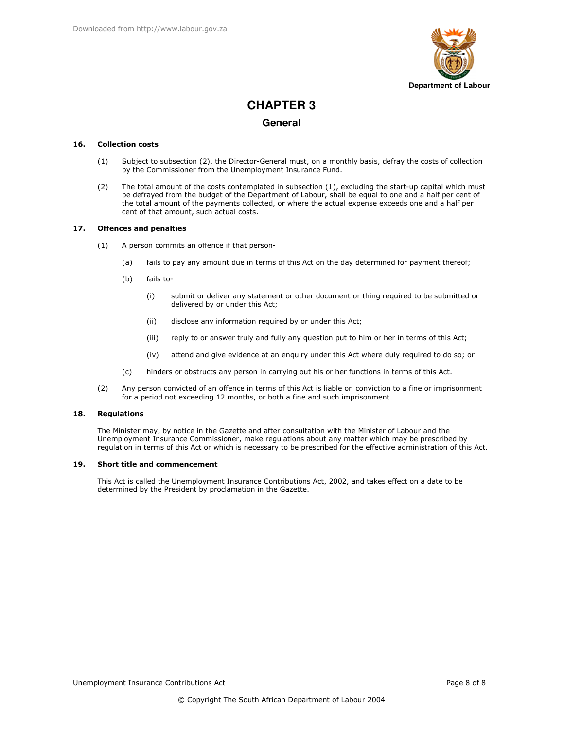# CHAPTER 3

## General

**16. Collection costs**

(1) Subject to subsection (2), the Director-General must, on a monthly basis, defray the costs of collection by the Commissioner from the Unemployment Insurance Fund.

(2) The total amount of the costs contemplated in subsection (1), excluding the start-up capital which must be defrayed from the budget of the Department of Labour, shall be equal to one and a half per cent of the total amount of the payments collected, or where the actual expense exceeds one and a half per cent of that amount, such actual costs.

**17. Offences and penalties**

(1) A person commits an offence if that person-

(a) fails to pay any amount due in terms of this Act on the day determined for payment thereof;

(b) fails to-

(i) submit or deliver any statement or other document or thing required to be submitted or delivered by or under this Act;

(ii) disclose any information required by or under this Act;

(iii) reply to or answer truly and fully any question put to him or her in terms of this Act;

(iv) attend and give evidence at an enquiry under this Act where duly required to do so; or

(c) hinders or obstructs any person in carrying out his or her functions in terms of this Act.

(2) Any person convicted of an offence in terms of this Act is liable on conviction to a fine or imprisonment for a period not exceeding 12 months, or both a fine and such imprisonment.

**18. Regulations**

The Minister may, by notice in the Gazette and after consultation with the Minister of Labour and the Unemployment Insurance Commissioner, make regulations about any matter which may be prescribed by regulation in terms of this Act or which is necessary to be prescribed for the effective administration of this Act.

**19. Short title and commencement**

This Act is called the Unemployment Insurance Contributions Act, 2002, and takes effect on a date to be determined by the President by proclamation in the Gazette.